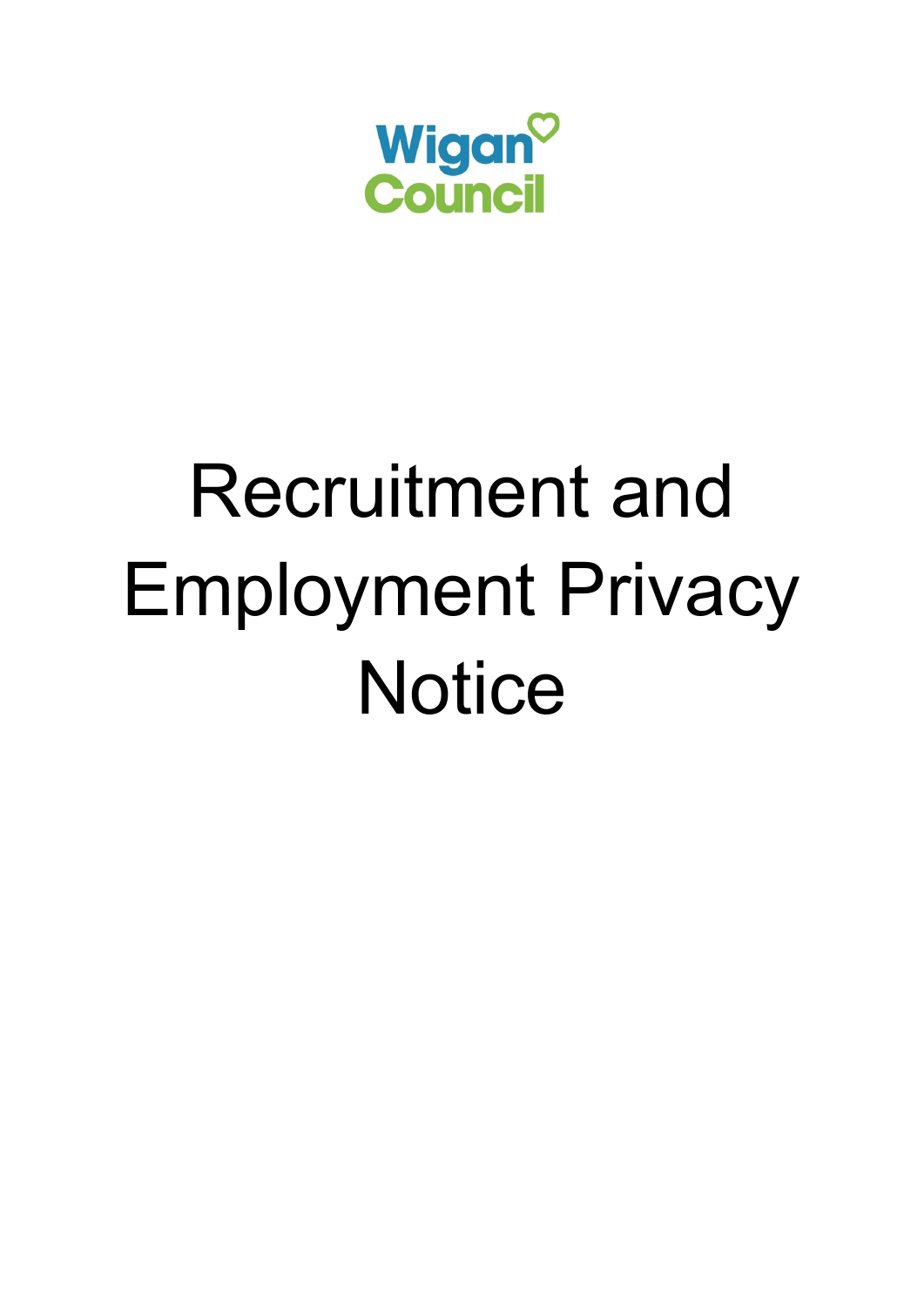Wigan Council

# Recruitment and Employment Privacy Notice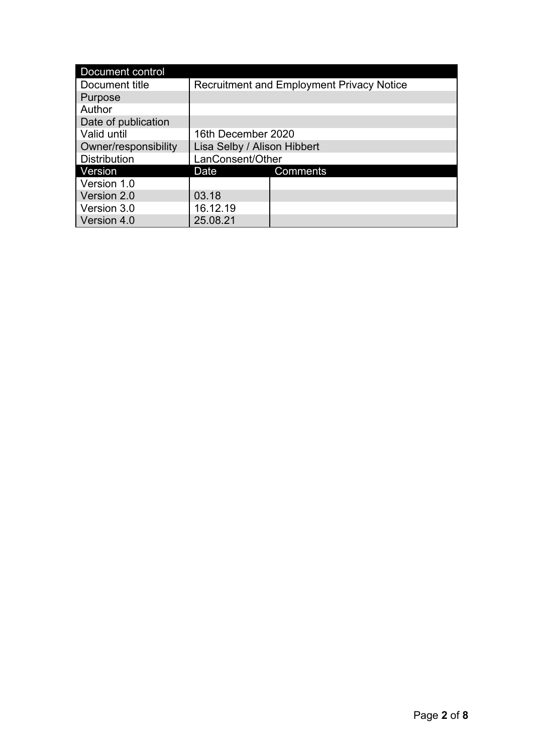| Document control | | |
|---|---|---|
| Document title | Recruitment and Employment Privacy Notice | |
| Purpose | | |
| Author | | |
| Date of publication | | |
| Valid until | 16th December 2020 | |
| Owner/responsibility | Lisa Selby / Alison Hibbert | |
| Distribution | LanConsent/Other | |
| **Version** | **Date** | **Comments** |
| Version 1.0 | | |
| Version 2.0 | 03.18 | |
| Version 3.0 | 16.12.19 | |
| Version 4.0 | 25.08.21 | |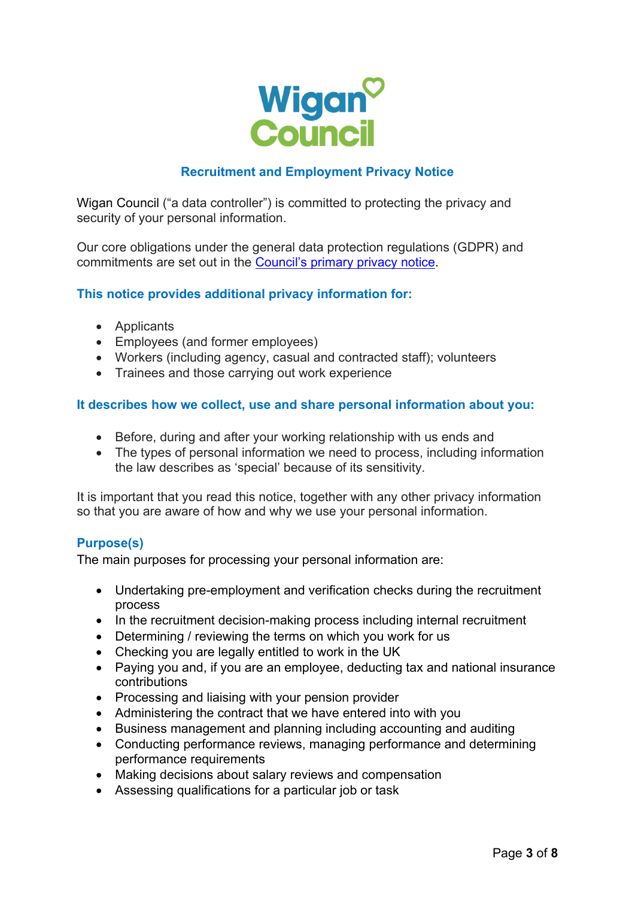Wigan Council

# Recruitment and Employment Privacy Notice

Wigan Council ("a data controller") is committed to protecting the privacy and security of your personal information.

Our core obligations under the general data protection regulations (GDPR) and commitments are set out in the [Council's primary privacy notice](#).

## This notice provides additional privacy information for:

- Applicants
- Employees (and former employees)
- Workers (including agency, casual and contracted staff); volunteers
- Trainees and those carrying out work experience

## It describes how we collect, use and share personal information about you:

- Before, during and after your working relationship with us ends and
- The types of personal information we need to process, including information the law describes as 'special' because of its sensitivity.

It is important that you read this notice, together with any other privacy information so that you are aware of how and why we use your personal information.

## Purpose(s)

The main purposes for processing your personal information are:

- Undertaking pre-employment and verification checks during the recruitment process
- In the recruitment decision-making process including internal recruitment
- Determining / reviewing the terms on which you work for us
- Checking you are legally entitled to work in the UK
- Paying you and, if you are an employee, deducting tax and national insurance contributions
- Processing and liaising with your pension provider
- Administering the contract that we have entered into with you
- Business management and planning including accounting and auditing
- Conducting performance reviews, managing performance and determining performance requirements
- Making decisions about salary reviews and compensation
- Assessing qualifications for a particular job or task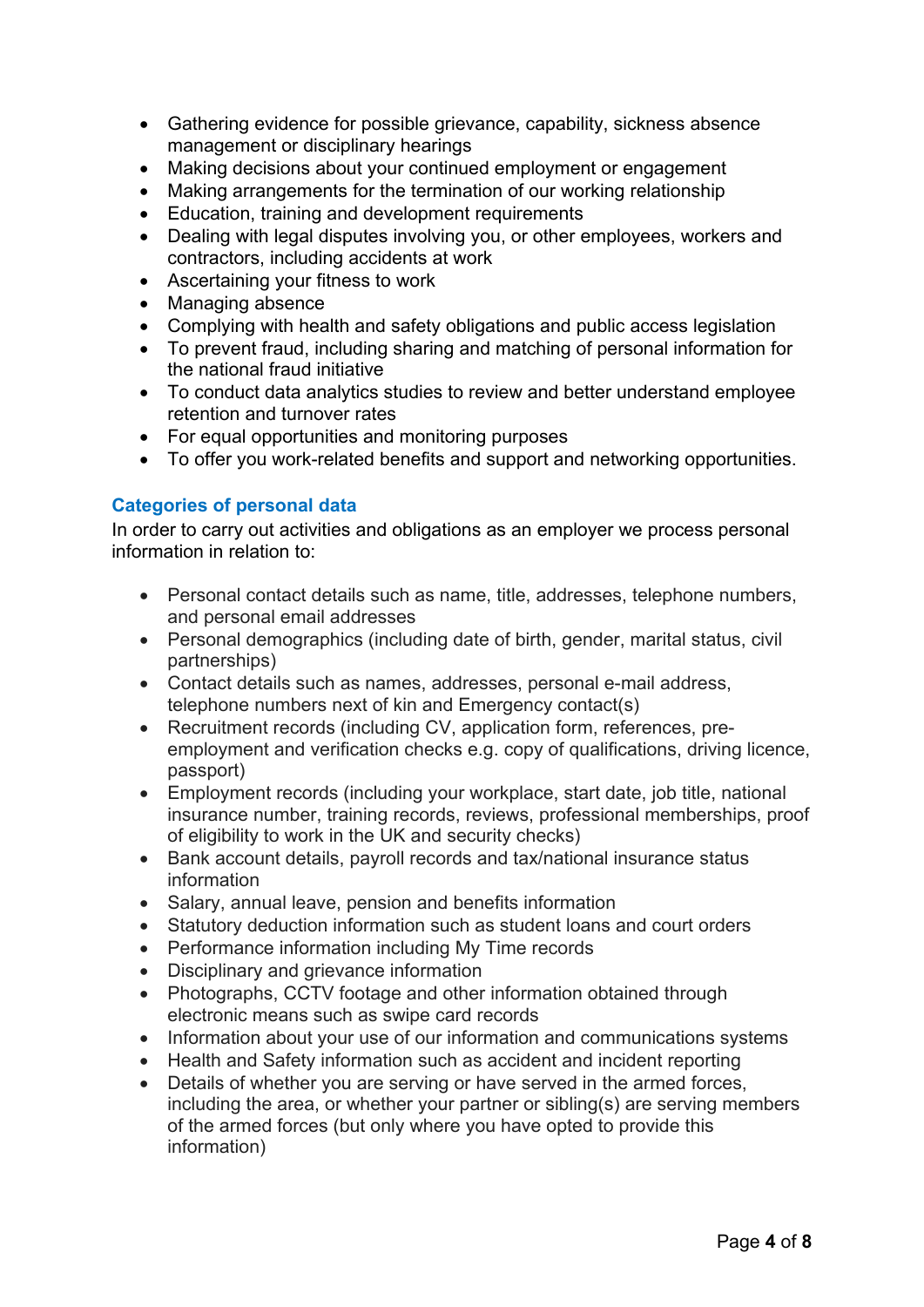- Gathering evidence for possible grievance, capability, sickness absence management or disciplinary hearings
- Making decisions about your continued employment or engagement
- Making arrangements for the termination of our working relationship
- Education, training and development requirements
- Dealing with legal disputes involving you, or other employees, workers and contractors, including accidents at work
- Ascertaining your fitness to work
- Managing absence
- Complying with health and safety obligations and public access legislation
- To prevent fraud, including sharing and matching of personal information for the national fraud initiative
- To conduct data analytics studies to review and better understand employee retention and turnover rates
- For equal opportunities and monitoring purposes
- To offer you work-related benefits and support and networking opportunities.

## Categories of personal data

In order to carry out activities and obligations as an employer we process personal information in relation to:

- Personal contact details such as name, title, addresses, telephone numbers, and personal email addresses
- Personal demographics (including date of birth, gender, marital status, civil partnerships)
- Contact details such as names, addresses, personal e-mail address, telephone numbers next of kin and Emergency contact(s)
- Recruitment records (including CV, application form, references, pre-employment and verification checks e.g. copy of qualifications, driving licence, passport)
- Employment records (including your workplace, start date, job title, national insurance number, training records, reviews, professional memberships, proof of eligibility to work in the UK and security checks)
- Bank account details, payroll records and tax/national insurance status information
- Salary, annual leave, pension and benefits information
- Statutory deduction information such as student loans and court orders
- Performance information including My Time records
- Disciplinary and grievance information
- Photographs, CCTV footage and other information obtained through electronic means such as swipe card records
- Information about your use of our information and communications systems
- Health and Safety information such as accident and incident reporting
- Details of whether you are serving or have served in the armed forces, including the area, or whether your partner or sibling(s) are serving members of the armed forces (but only where you have opted to provide this information)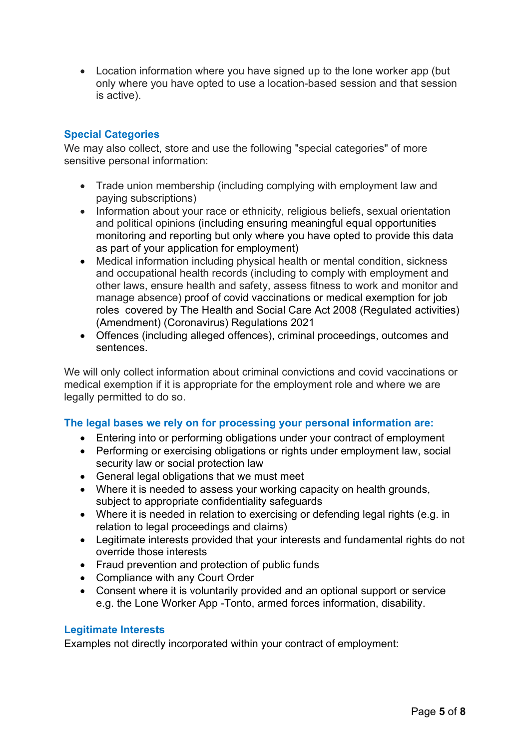- Location information where you have signed up to the lone worker app (but only where you have opted to use a location-based session and that session is active).

## Special Categories

We may also collect, store and use the following "special categories" of more sensitive personal information:

- Trade union membership (including complying with employment law and paying subscriptions)
- Information about your race or ethnicity, religious beliefs, sexual orientation and political opinions (including ensuring meaningful equal opportunities monitoring and reporting but only where you have opted to provide this data as part of your application for employment)
- Medical information including physical health or mental condition, sickness and occupational health records (including to comply with employment and other laws, ensure health and safety, assess fitness to work and monitor and manage absence) proof of covid vaccinations or medical exemption for job roles covered by The Health and Social Care Act 2008 (Regulated activities) (Amendment) (Coronavirus) Regulations 2021
- Offences (including alleged offences), criminal proceedings, outcomes and sentences.

We will only collect information about criminal convictions and covid vaccinations or medical exemption if it is appropriate for the employment role and where we are legally permitted to do so.

## The legal bases we rely on for processing your personal information are:

- Entering into or performing obligations under your contract of employment
- Performing or exercising obligations or rights under employment law, social security law or social protection law
- General legal obligations that we must meet
- Where it is needed to assess your working capacity on health grounds, subject to appropriate confidentiality safeguards
- Where it is needed in relation to exercising or defending legal rights (e.g. in relation to legal proceedings and claims)
- Legitimate interests provided that your interests and fundamental rights do not override those interests
- Fraud prevention and protection of public funds
- Compliance with any Court Order
- Consent where it is voluntarily provided and an optional support or service e.g. the Lone Worker App -Tonto, armed forces information, disability.

## Legitimate Interests

Examples not directly incorporated within your contract of employment: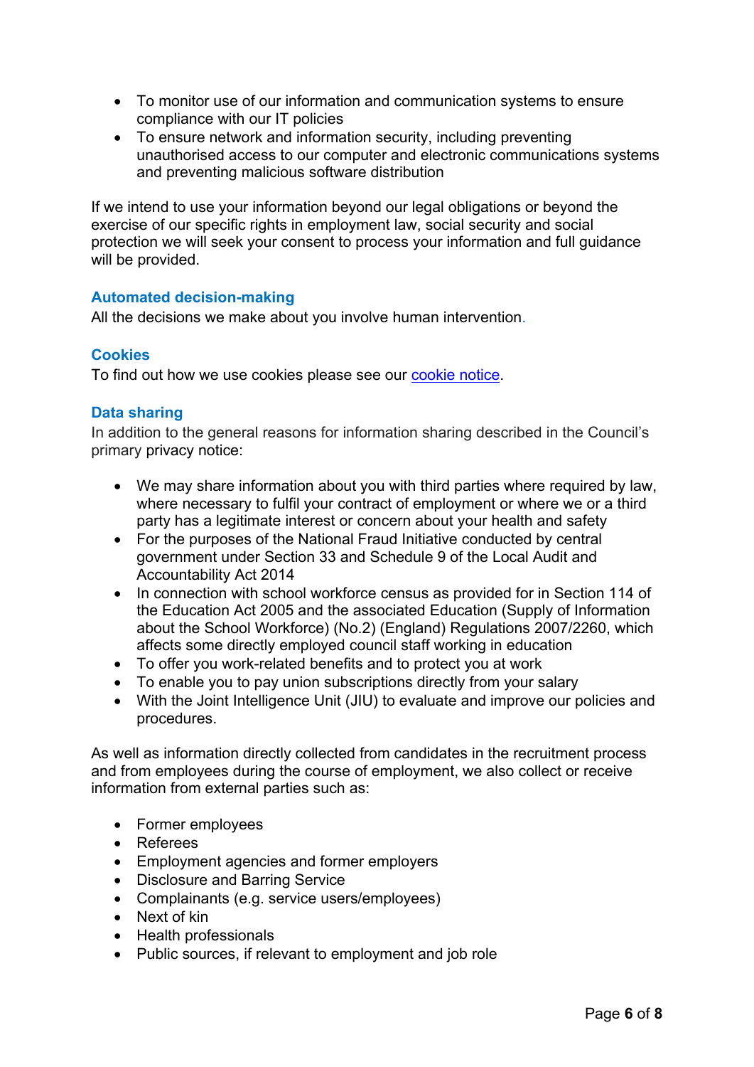- To monitor use of our information and communication systems to ensure compliance with our IT policies
- To ensure network and information security, including preventing unauthorised access to our computer and electronic communications systems and preventing malicious software distribution

If we intend to use your information beyond our legal obligations or beyond the exercise of our specific rights in employment law, social security and social protection we will seek your consent to process your information and full guidance will be provided.

### Automated decision-making

All the decisions we make about you involve human intervention.

### Cookies

To find out how we use cookies please see our cookie notice.

### Data sharing

In addition to the general reasons for information sharing described in the Council's primary privacy notice:

- We may share information about you with third parties where required by law, where necessary to fulfil your contract of employment or where we or a third party has a legitimate interest or concern about your health and safety
- For the purposes of the National Fraud Initiative conducted by central government under Section 33 and Schedule 9 of the Local Audit and Accountability Act 2014
- In connection with school workforce census as provided for in Section 114 of the Education Act 2005 and the associated Education (Supply of Information about the School Workforce) (No.2) (England) Regulations 2007/2260, which affects some directly employed council staff working in education
- To offer you work-related benefits and to protect you at work
- To enable you to pay union subscriptions directly from your salary
- With the Joint Intelligence Unit (JIU) to evaluate and improve our policies and procedures.

As well as information directly collected from candidates in the recruitment process and from employees during the course of employment, we also collect or receive information from external parties such as:

- Former employees
- Referees
- Employment agencies and former employers
- Disclosure and Barring Service
- Complainants (e.g. service users/employees)
- Next of kin
- Health professionals
- Public sources, if relevant to employment and job role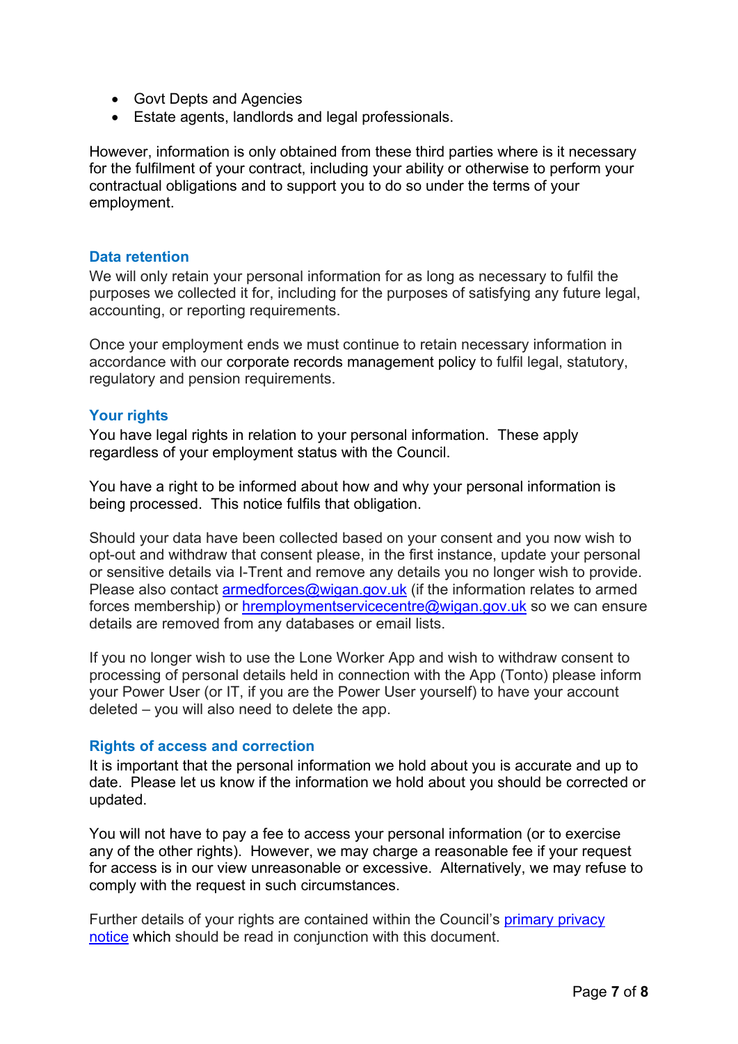- Govt Depts and Agencies
- Estate agents, landlords and legal professionals.

However, information is only obtained from these third parties where is it necessary for the fulfilment of your contract, including your ability or otherwise to perform your contractual obligations and to support you to do so under the terms of your employment.

## Data retention

We will only retain your personal information for as long as necessary to fulfil the purposes we collected it for, including for the purposes of satisfying any future legal, accounting, or reporting requirements.

Once your employment ends we must continue to retain necessary information in accordance with our corporate records management policy to fulfil legal, statutory, regulatory and pension requirements.

## Your rights

You have legal rights in relation to your personal information. These apply regardless of your employment status with the Council.

You have a right to be informed about how and why your personal information is being processed. This notice fulfils that obligation.

Should your data have been collected based on your consent and you now wish to opt-out and withdraw that consent please, in the first instance, update your personal or sensitive details via I-Trent and remove any details you no longer wish to provide. Please also contact armedforces@wigan.gov.uk (if the information relates to armed forces membership) or hremploymentservicecentre@wigan.gov.uk so we can ensure details are removed from any databases or email lists.

If you no longer wish to use the Lone Worker App and wish to withdraw consent to processing of personal details held in connection with the App (Tonto) please inform your Power User (or IT, if you are the Power User yourself) to have your account deleted – you will also need to delete the app.

## Rights of access and correction

It is important that the personal information we hold about you is accurate and up to date. Please let us know if the information we hold about you should be corrected or updated.

You will not have to pay a fee to access your personal information (or to exercise any of the other rights). However, we may charge a reasonable fee if your request for access is in our view unreasonable or excessive. Alternatively, we may refuse to comply with the request in such circumstances.

Further details of your rights are contained within the Council's primary privacy notice which should be read in conjunction with this document.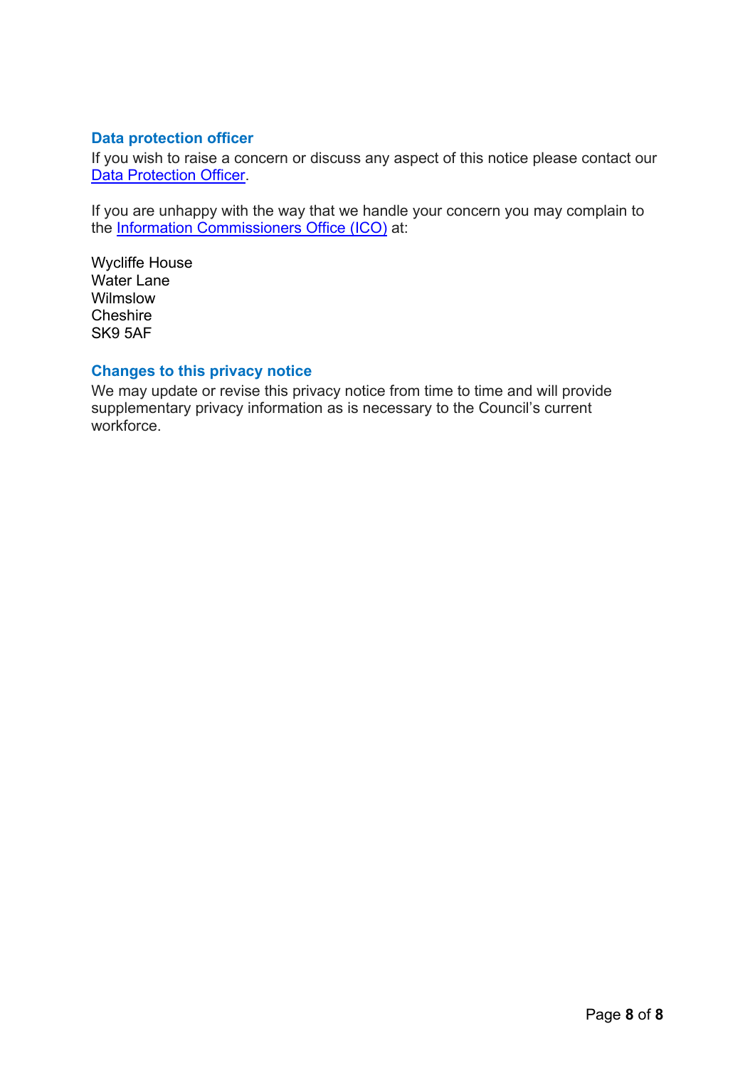### Data protection officer

If you wish to raise a concern or discuss any aspect of this notice please contact our Data Protection Officer.

If you are unhappy with the way that we handle your concern you may complain to the Information Commissioners Office (ICO) at:

Wycliffe House
Water Lane
Wilmslow
Cheshire
SK9 5AF

### Changes to this privacy notice

We may update or revise this privacy notice from time to time and will provide supplementary privacy information as is necessary to the Council's current workforce.